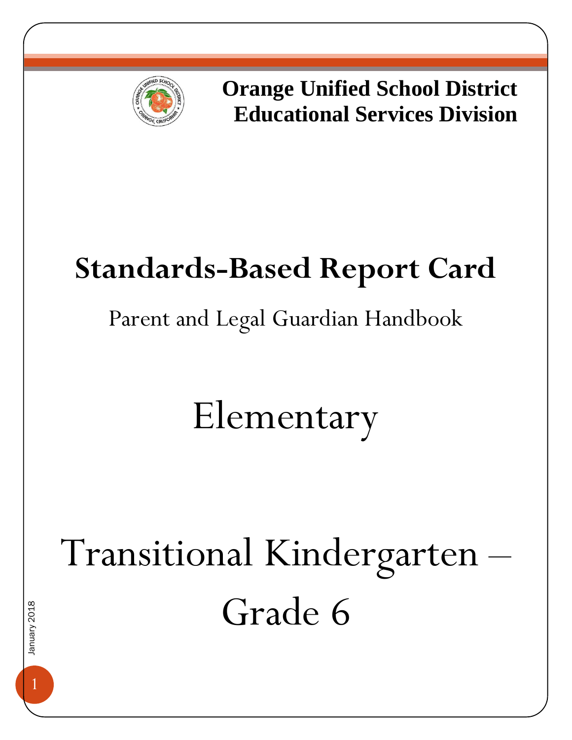**Orange Unified School District**
**Educational Services Division**

# Standards-Based Report Card

Parent and Legal Guardian Handbook

## Elementary

## Transitional Kindergarten – Grade 6

January 2018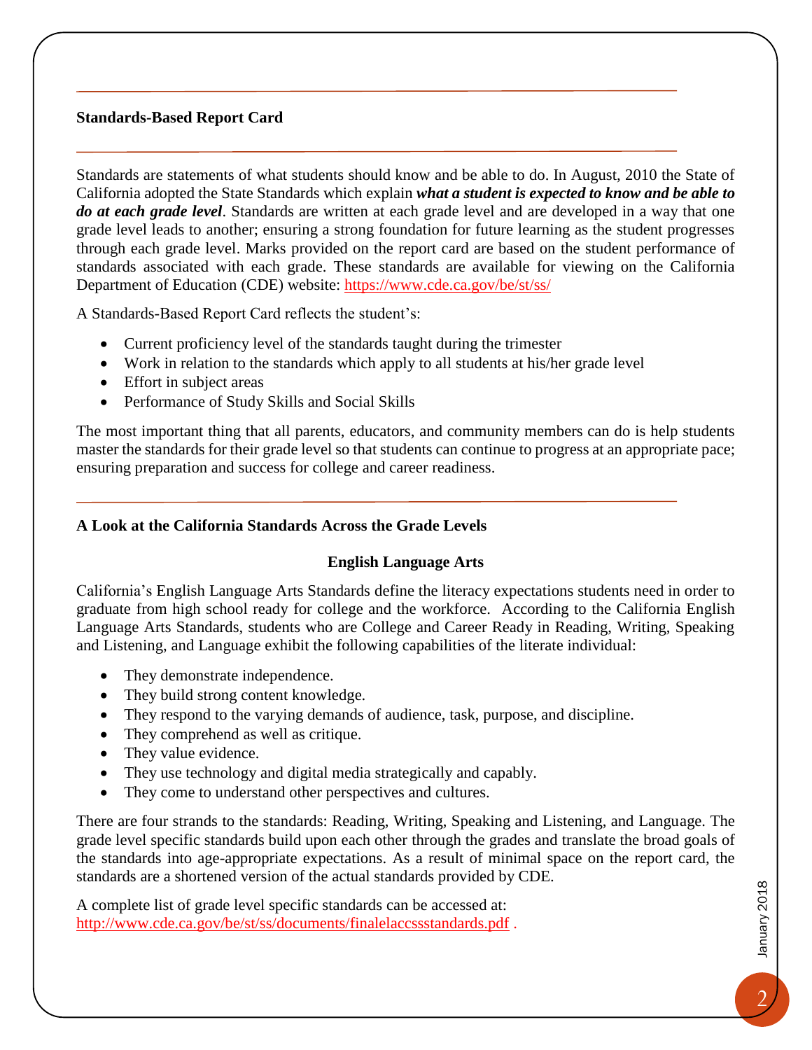## Standards-Based Report Card

Standards are statements of what students should know and be able to do. In August, 2010 the State of California adopted the State Standards which explain ***what a student is expected to know and be able to do at each grade level***. Standards are written at each grade level and are developed in a way that one grade level leads to another; ensuring a strong foundation for future learning as the student progresses through each grade level. Marks provided on the report card are based on the student performance of standards associated with each grade. These standards are available for viewing on the California Department of Education (CDE) website: https://www.cde.ca.gov/be/st/ss/

A Standards-Based Report Card reflects the student's:

- Current proficiency level of the standards taught during the trimester
- Work in relation to the standards which apply to all students at his/her grade level
- Effort in subject areas
- Performance of Study Skills and Social Skills

The most important thing that all parents, educators, and community members can do is help students master the standards for their grade level so that students can continue to progress at an appropriate pace; ensuring preparation and success for college and career readiness.

## A Look at the California Standards Across the Grade Levels

### English Language Arts

California's English Language Arts Standards define the literacy expectations students need in order to graduate from high school ready for college and the workforce. According to the California English Language Arts Standards, students who are College and Career Ready in Reading, Writing, Speaking and Listening, and Language exhibit the following capabilities of the literate individual:

- They demonstrate independence.
- They build strong content knowledge.
- They respond to the varying demands of audience, task, purpose, and discipline.
- They comprehend as well as critique.
- They value evidence.
- They use technology and digital media strategically and capably.
- They come to understand other perspectives and cultures.

There are four strands to the standards: Reading, Writing, Speaking and Listening, and Language. The grade level specific standards build upon each other through the grades and translate the broad goals of the standards into age-appropriate expectations. As a result of minimal space on the report card, the standards are a shortened version of the actual standards provided by CDE.

A complete list of grade level specific standards can be accessed at:
http://www.cde.ca.gov/be/st/ss/documents/finalelaccssstandards.pdf .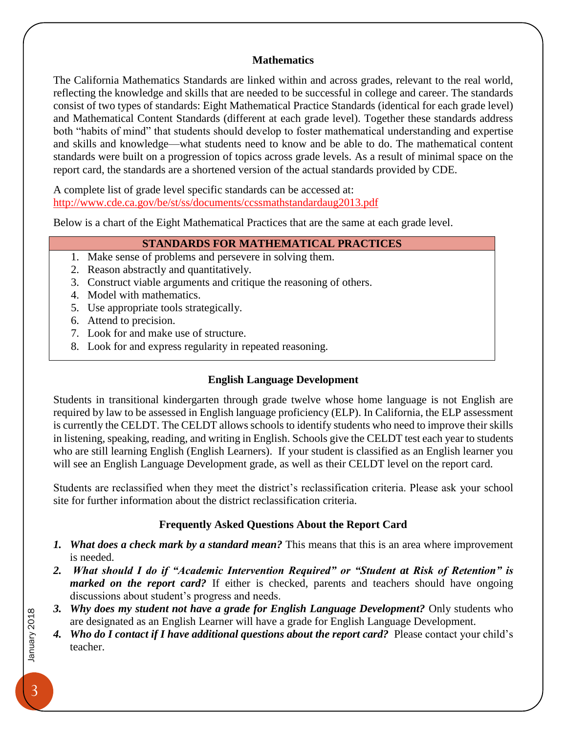## Mathematics

The California Mathematics Standards are linked within and across grades, relevant to the real world, reflecting the knowledge and skills that are needed to be successful in college and career. The standards consist of two types of standards: Eight Mathematical Practice Standards (identical for each grade level) and Mathematical Content Standards (different at each grade level). Together these standards address both "habits of mind" that students should develop to foster mathematical understanding and expertise and skills and knowledge—what students need to know and be able to do. The mathematical content standards were built on a progression of topics across grade levels. As a result of minimal space on the report card, the standards are a shortened version of the actual standards provided by CDE.

A complete list of grade level specific standards can be accessed at:
http://www.cde.ca.gov/be/st/ss/documents/ccssmathstandardaug2013.pdf

Below is a chart of the Eight Mathematical Practices that are the same at each grade level.

| STANDARDS FOR MATHEMATICAL PRACTICES |
| --- |
| 1. Make sense of problems and persevere in solving them. |
| 2. Reason abstractly and quantitatively. |
| 3. Construct viable arguments and critique the reasoning of others. |
| 4. Model with mathematics. |
| 5. Use appropriate tools strategically. |
| 6. Attend to precision. |
| 7. Look for and make use of structure. |
| 8. Look for and express regularity in repeated reasoning. |

## English Language Development

Students in transitional kindergarten through grade twelve whose home language is not English are required by law to be assessed in English language proficiency (ELP). In California, the ELP assessment is currently the CELDT. The CELDT allows schools to identify students who need to improve their skills in listening, speaking, reading, and writing in English. Schools give the CELDT test each year to students who are still learning English (English Learners). If your student is classified as an English learner you will see an English Language Development grade, as well as their CELDT level on the report card.

Students are reclassified when they meet the district's reclassification criteria. Please ask your school site for further information about the district reclassification criteria.

## Frequently Asked Questions About the Report Card

1. ***What does a check mark by a standard mean?*** This means that this is an area where improvement is needed.
2. ***What should I do if "Academic Intervention Required" or "Student at Risk of Retention" is marked on the report card?*** If either is checked, parents and teachers should have ongoing discussions about student's progress and needs.
3. ***Why does my student not have a grade for English Language Development?*** Only students who are designated as an English Learner will have a grade for English Language Development.
4. ***Who do I contact if I have additional questions about the report card?*** Please contact your child's teacher.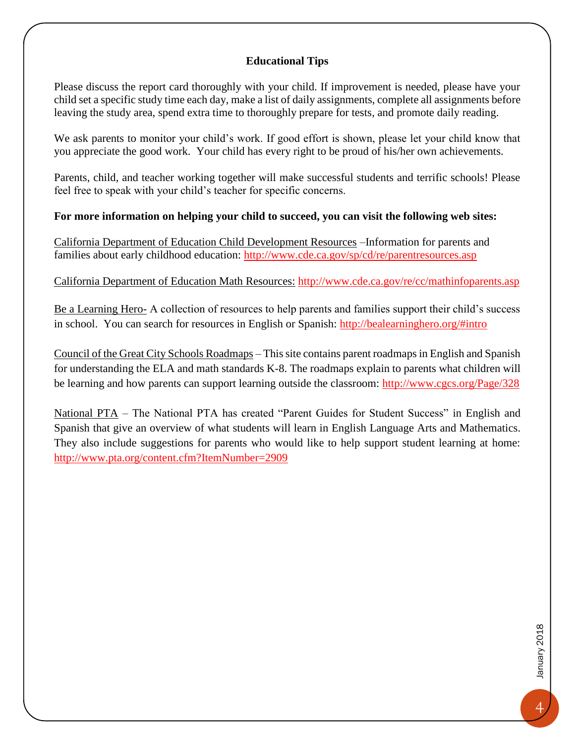## Educational Tips

Please discuss the report card thoroughly with your child. If improvement is needed, please have your child set a specific study time each day, make a list of daily assignments, complete all assignments before leaving the study area, spend extra time to thoroughly prepare for tests, and promote daily reading.

We ask parents to monitor your child's work. If good effort is shown, please let your child know that you appreciate the good work. Your child has every right to be proud of his/her own achievements.

Parents, child, and teacher working together will make successful students and terrific schools! Please feel free to speak with your child's teacher for specific concerns.

**For more information on helping your child to succeed, you can visit the following web sites:**

California Department of Education Child Development Resources –Information for parents and families about early childhood education: http://www.cde.ca.gov/sp/cd/re/parentresources.asp

California Department of Education Math Resources: http://www.cde.ca.gov/re/cc/mathinfoparents.asp

Be a Learning Hero- A collection of resources to help parents and families support their child's success in school. You can search for resources in English or Spanish: http://bealearninghero.org/#intro

Council of the Great City Schools Roadmaps – This site contains parent roadmaps in English and Spanish for understanding the ELA and math standards K-8. The roadmaps explain to parents what children will be learning and how parents can support learning outside the classroom: http://www.cgcs.org/Page/328

National PTA – The National PTA has created "Parent Guides for Student Success" in English and Spanish that give an overview of what students will learn in English Language Arts and Mathematics. They also include suggestions for parents who would like to help support student learning at home: http://www.pta.org/content.cfm?ItemNumber=2909